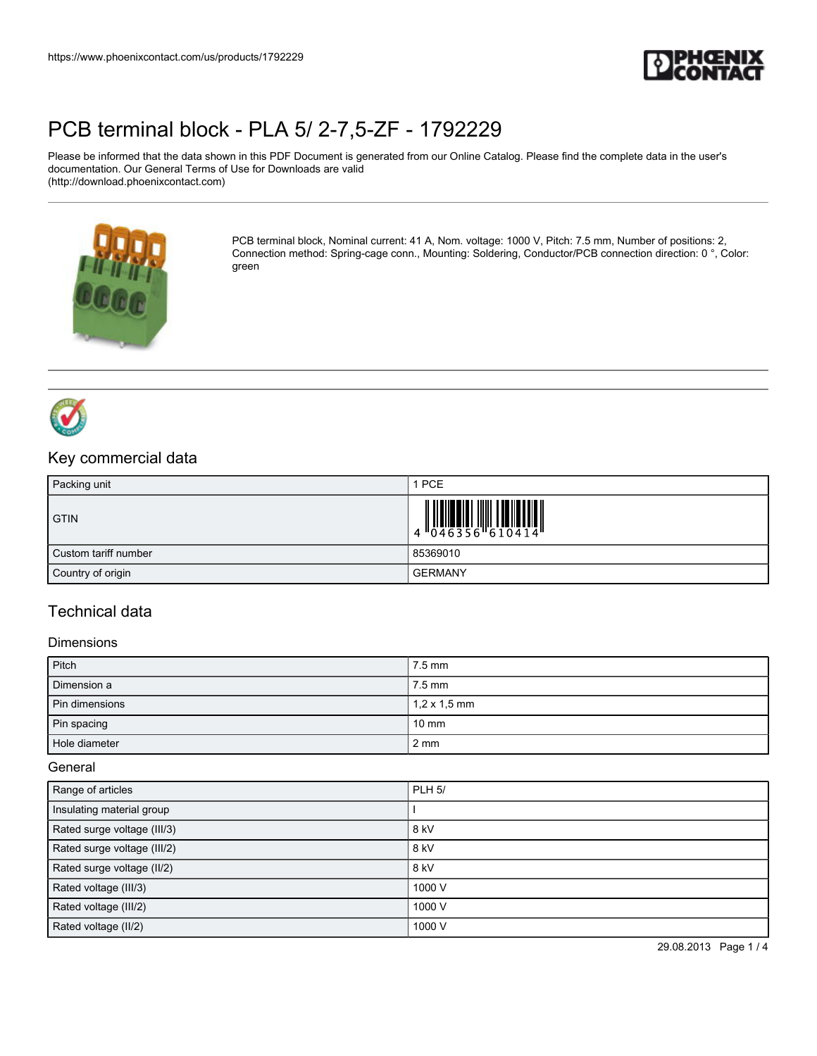https://www.phoenixcontact.com/us/products/1792229

# PCB terminal block - PLA 5/ 2-7,5-ZF - 1792229

Please be informed that the data shown in this PDF Document is generated from our Online Catalog. Please find the complete data in the user's documentation. Our General Terms of Use for Downloads are valid (http://download.phoenixcontact.com)

PCB terminal block, Nominal current: 41 A, Nom. voltage: 1000 V, Pitch: 7.5 mm, Number of positions: 2, Connection method: Spring-cage conn., Mounting: Soldering, Conductor/PCB connection direction: 0 °, Color: green

## Key commercial data

| | |
|---|---|
| Packing unit | 1 PCE |
| GTIN | 4 046356 610414 |
| Custom tariff number | 85369010 |
| Country of origin | GERMANY |

## Technical data

### Dimensions

| | |
|---|---|
| Pitch | 7.5 mm |
| Dimension a | 7.5 mm |
| Pin dimensions | 1,2 x 1,5 mm |
| Pin spacing | 10 mm |
| Hole diameter | 2 mm |

### General

| | |
|---|---|
| Range of articles | PLH 5/ |
| Insulating material group | I |
| Rated surge voltage (III/3) | 8 kV |
| Rated surge voltage (III/2) | 8 kV |
| Rated surge voltage (II/2) | 8 kV |
| Rated voltage (III/3) | 1000 V |
| Rated voltage (III/2) | 1000 V |
| Rated voltage (II/2) | 1000 V |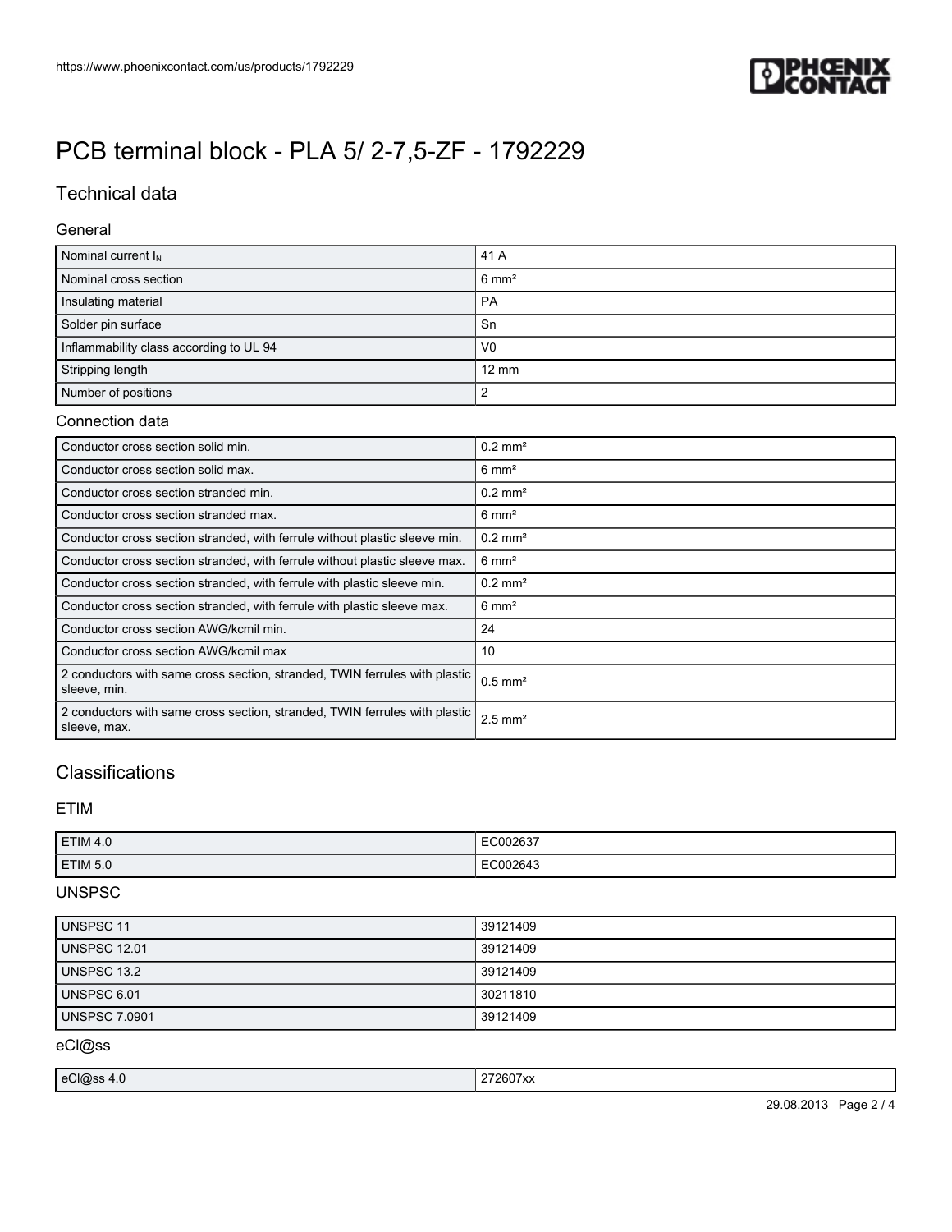# PCB terminal block - PLA 5/ 2-7,5-ZF - 1792229

## Technical data

### General

| | |
|---|---|
| Nominal current $I_N$ | 41 A |
| Nominal cross section | 6 mm² |
| Insulating material | PA |
| Solder pin surface | Sn |
| Inflammability class according to UL 94 | V0 |
| Stripping length | 12 mm |
| Number of positions | 2 |

### Connection data

| | |
|---|---|
| Conductor cross section solid min. | 0.2 mm² |
| Conductor cross section solid max. | 6 mm² |
| Conductor cross section stranded min. | 0.2 mm² |
| Conductor cross section stranded max. | 6 mm² |
| Conductor cross section stranded, with ferrule without plastic sleeve min. | 0.2 mm² |
| Conductor cross section stranded, with ferrule without plastic sleeve max. | 6 mm² |
| Conductor cross section stranded, with ferrule with plastic sleeve min. | 0.2 mm² |
| Conductor cross section stranded, with ferrule with plastic sleeve max. | 6 mm² |
| Conductor cross section AWG/kcmil min. | 24 |
| Conductor cross section AWG/kcmil max | 10 |
| 2 conductors with same cross section, stranded, TWIN ferrules with plastic sleeve, min. | 0.5 mm² |
| 2 conductors with same cross section, stranded, TWIN ferrules with plastic sleeve, max. | 2.5 mm² |

## Classifications

### ETIM

| | |
|---|---|
| ETIM 4.0 | EC002637 |
| ETIM 5.0 | EC002643 |

### UNSPSC

| | |
|---|---|
| UNSPSC 11 | 39121409 |
| UNSPSC 12.01 | 39121409 |
| UNSPSC 13.2 | 39121409 |
| UNSPSC 6.01 | 30211810 |
| UNSPSC 7.0901 | 39121409 |

### eCl@ss

| | |
|---|---|
| eCl@ss 4.0 | 272607xx |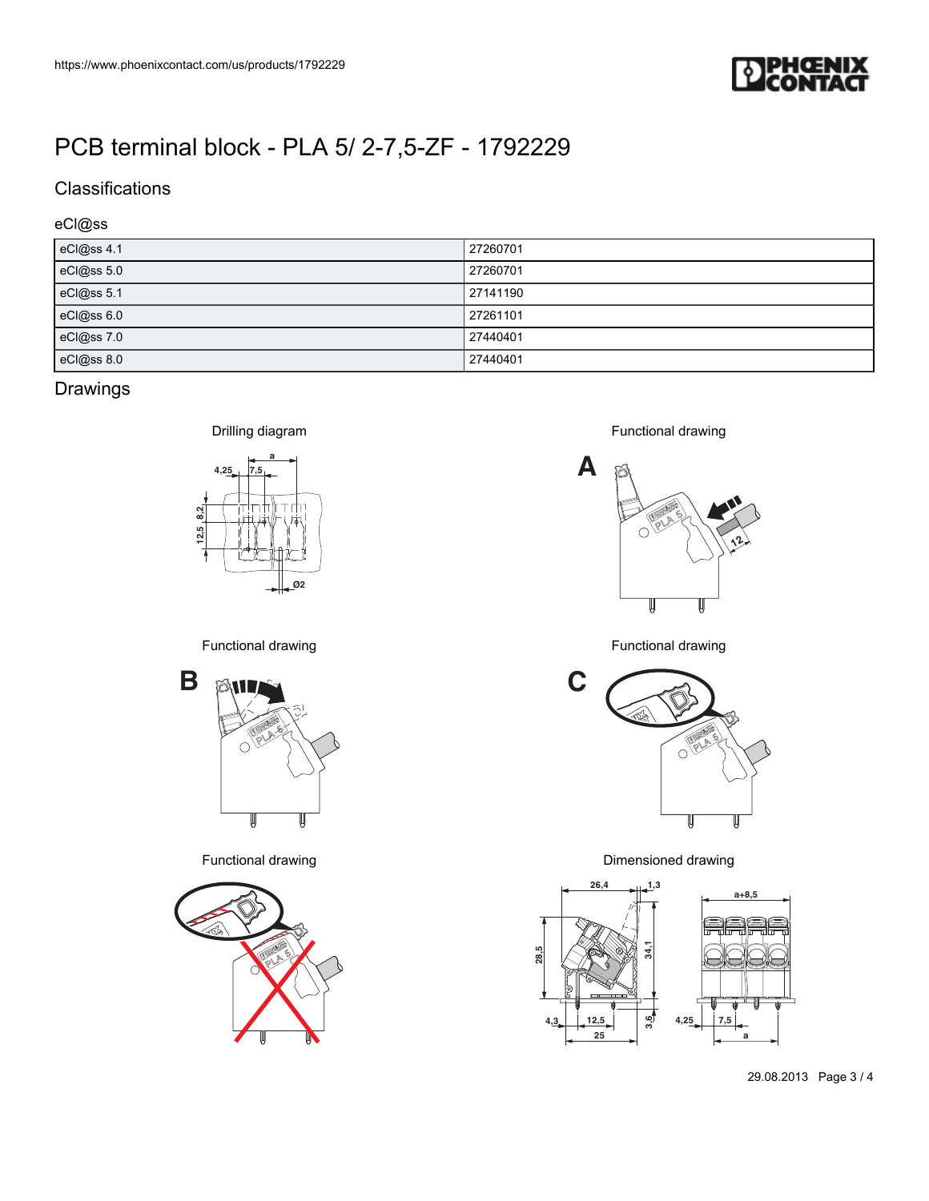# PCB terminal block - PLA 5/ 2-7,5-ZF - 1792229

## Classifications

### eCl@ss

| eCl@ss 4.1 | 27260701 |
| --- | --- |
| eCl@ss 5.0 | 27260701 |
| eCl@ss 5.1 | 27141190 |
| eCl@ss 6.0 | 27261101 |
| eCl@ss 7.0 | 27440401 |
| eCl@ss 8.0 | 27440401 |

## Drawings

Drilling diagram

Functional drawing

Functional drawing

Functional drawing

Functional drawing

Dimensioned drawing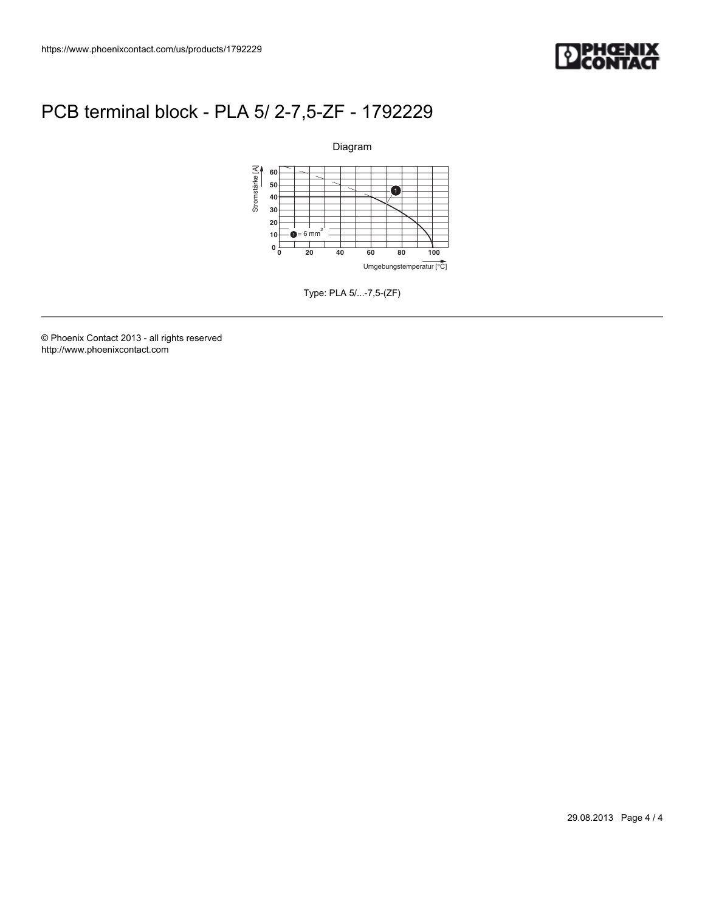# PCB terminal block - PLA 5/ 2-7,5-ZF - 1792229

Diagram

Stromstärke [A]

60
50
40
30
20
10
0

0 20 40 60 80 100

Umgebungstemperatur [°C]

1 = 6 mm²

Type: PLA 5/...-7,5-(ZF)

---

© Phoenix Contact 2013 - all rights reserved
http://www.phoenixcontact.com